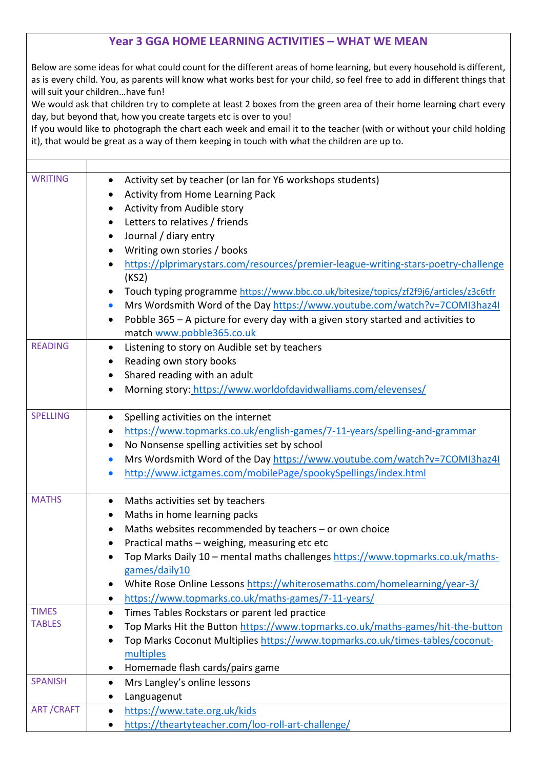# Year 3 GGA HOME LEARNING ACTIVITIES – WHAT WE MEAN

Below are some ideas for what could count for the different areas of home learning, but every household is different, as is every child. You, as parents will know what works best for your child, so feel free to add in different things that will suit your children…have fun!

We would ask that children try to complete at least 2 boxes from the green area of their home learning chart every day, but beyond that, how you create targets etc is over to you!

If you would like to photograph the chart each week and email it to the teacher (with or without your child holding it), that would be great as a way of them keeping in touch with what the children are up to.

| | |
|---|---|
| WRITING | • Activity set by teacher (or Ian for Y6 workshops students)<br>• Activity from Home Learning Pack<br>• Activity from Audible story<br>• Letters to relatives / friends<br>• Journal / diary entry<br>• Writing own stories / books<br>• https://plprimarystars.com/resources/premier-league-writing-stars-poetry-challenge (KS2)<br>• Touch typing programme https://www.bbc.co.uk/bitesize/topics/zf2f9j6/articles/z3c6tfr<br>• Mrs Wordsmith Word of the Day https://www.youtube.com/watch?v=7COMI3haz4I<br>• Pobble 365 – A picture for every day with a given story started and activities to match www.pobble365.co.uk |
| READING | • Listening to story on Audible set by teachers<br>• Reading own story books<br>• Shared reading with an adult<br>• Morning story: https://www.worldofdavidwalliams.com/elevenses/ |
| SPELLING | • Spelling activities on the internet<br>• https://www.topmarks.co.uk/english-games/7-11-years/spelling-and-grammar<br>• No Nonsense spelling activities set by school<br>• Mrs Wordsmith Word of the Day https://www.youtube.com/watch?v=7COMI3haz4I<br>• http://www.ictgames.com/mobilePage/spookySpellings/index.html |
| MATHS | • Maths activities set by teachers<br>• Maths in home learning packs<br>• Maths websites recommended by teachers – or own choice<br>• Practical maths – weighing, measuring etc etc<br>• Top Marks Daily 10 – mental maths challenges https://www.topmarks.co.uk/maths-games/daily10<br>• White Rose Online Lessons https://whiterosemaths.com/homelearning/year-3/<br>• https://www.topmarks.co.uk/maths-games/7-11-years/ |
| TIMES TABLES | • Times Tables Rockstars or parent led practice<br>• Top Marks Hit the Button https://www.topmarks.co.uk/maths-games/hit-the-button<br>• Top Marks Coconut Multiplies https://www.topmarks.co.uk/times-tables/coconut-multiples<br>• Homemade flash cards/pairs game |
| SPANISH | • Mrs Langley's online lessons<br>• Languagenut |
| ART /CRAFT | • https://www.tate.org.uk/kids<br>• https://theartyteacher.com/loo-roll-art-challenge/ |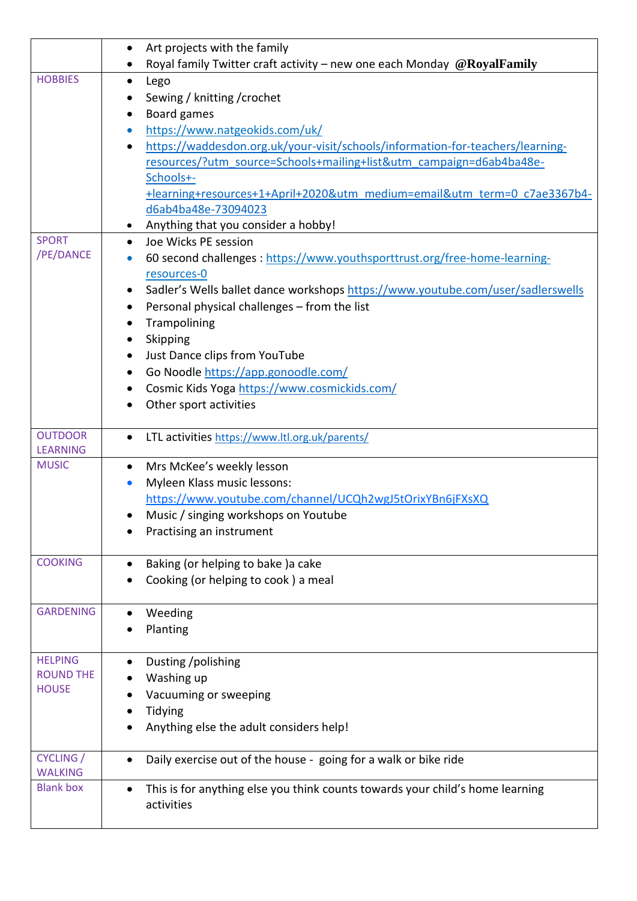| | |
|---|---|
| | • Art projects with the family<br>• Royal family Twitter craft activity – new one each Monday **@RoyalFamily** |
| HOBBIES | • Lego<br>• Sewing / knitting /crochet<br>• Board games<br>• https://www.natgeokids.com/uk/<br>• https://waddesdon.org.uk/your-visit/schools/information-for-teachers/learning-resources/?utm_source=Schools+mailing+list&utm_campaign=d6ab4ba48e-Schools+-+learning+resources+1+April+2020&utm_medium=email&utm_term=0_c7ae3367b4-d6ab4ba48e-73094023<br>• Anything that you consider a hobby! |
| SPORT /PE/DANCE | • Joe Wicks PE session<br>• 60 second challenges : https://www.youthsporttrust.org/free-home-learning-resources-0<br>• Sadler's Wells ballet dance workshops https://www.youtube.com/user/sadlerswells<br>• Personal physical challenges – from the list<br>• Trampolining<br>• Skipping<br>• Just Dance clips from YouTube<br>• Go Noodle https://app.gonoodle.com/<br>• Cosmic Kids Yoga https://www.cosmickids.com/<br>• Other sport activities |
| OUTDOOR LEARNING | • LTL activities https://www.ltl.org.uk/parents/ |
| MUSIC | • Mrs McKee's weekly lesson<br>• Myleen Klass music lessons: https://www.youtube.com/channel/UCQh2wgJ5tOrixYBn6jFXsXQ<br>• Music / singing workshops on Youtube<br>• Practising an instrument |
| COOKING | • Baking (or helping to bake )a cake<br>• Cooking (or helping to cook ) a meal |
| GARDENING | • Weeding<br>• Planting |
| HELPING ROUND THE HOUSE | • Dusting /polishing<br>• Washing up<br>• Vacuuming or sweeping<br>• Tidying<br>• Anything else the adult considers help! |
| CYCLING / WALKING | • Daily exercise out of the house - going for a walk or bike ride |
| Blank box | • This is for anything else you think counts towards your child's home learning activities |